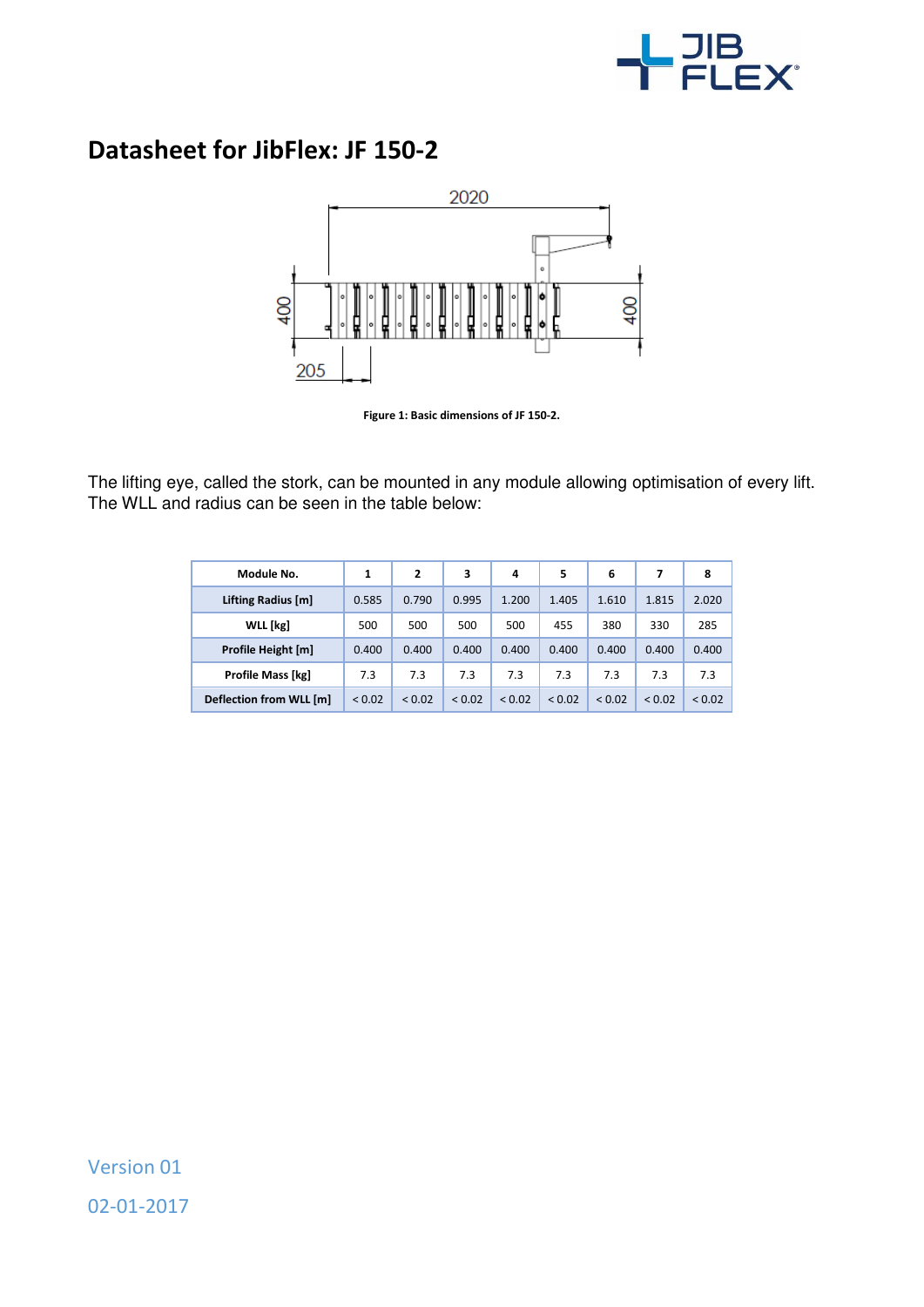# Datasheet for JibFlex: JF 150-2

2020

400

400

205

Figure 1: Basic dimensions of JF 150-2.

The lifting eye, called the stork, can be mounted in any module allowing optimisation of every lift. The WLL and radius can be seen in the table below:

| Module No. | 1 | 2 | 3 | 4 | 5 | 6 | 7 | 8 |
|---|---|---|---|---|---|---|---|---|
| Lifting Radius [m] | 0.585 | 0.790 | 0.995 | 1.200 | 1.405 | 1.610 | 1.815 | 2.020 |
| WLL [kg] | 500 | 500 | 500 | 500 | 455 | 380 | 330 | 285 |
| Profile Height [m] | 0.400 | 0.400 | 0.400 | 0.400 | 0.400 | 0.400 | 0.400 | 0.400 |
| Profile Mass [kg] | 7.3 | 7.3 | 7.3 | 7.3 | 7.3 | 7.3 | 7.3 | 7.3 |
| Deflection from WLL [m] | < 0.02 | < 0.02 | < 0.02 | < 0.02 | < 0.02 | < 0.02 | < 0.02 | < 0.02 |

Version 01

02-01-2017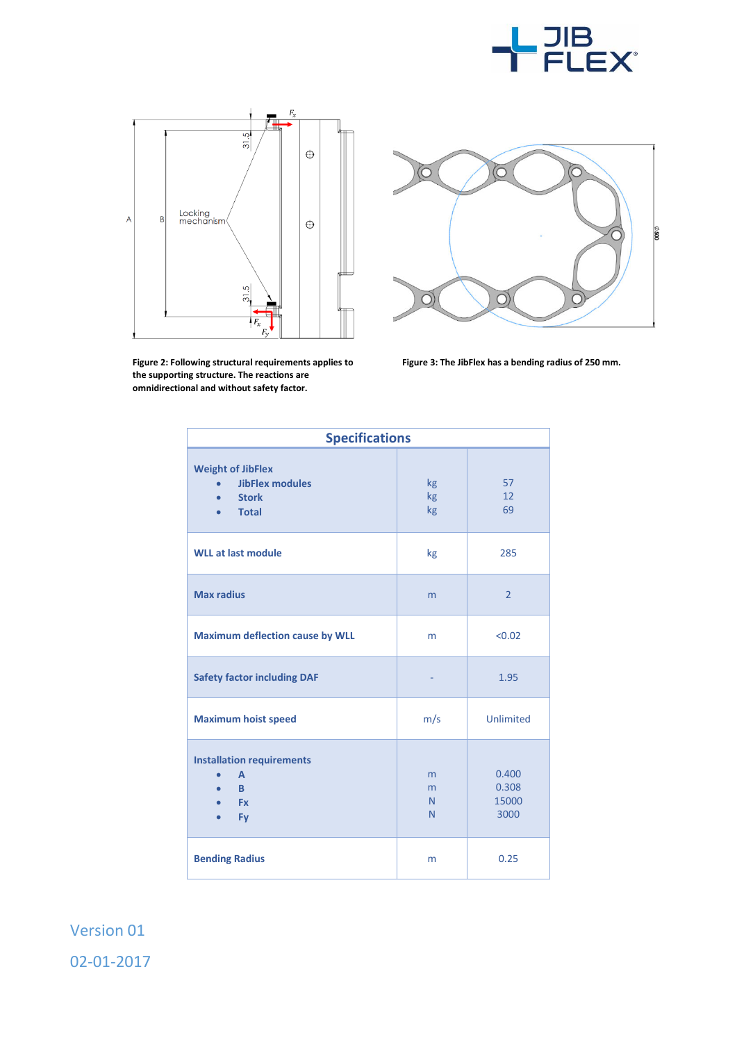A

B

31.5

31.5

Locking mechanism

$F_x$

$F_x$

$F_y$

**Figure 2: Following structural requirements applies to the supporting structure. The reactions are omnidirectional and without safety factor.**

Ø500

**Figure 3: The JibFlex has a bending radius of 250 mm.**

| Specifications | | |
|---|---|---|
| **Weight of JibFlex**<br>• **JibFlex modules**<br>• **Stork**<br>• **Total** | kg<br>kg<br>kg | 57<br>12<br>69 |
| **WLL at last module** | kg | 285 |
| **Max radius** | m | 2 |
| **Maximum deflection cause by WLL** | m | <0.02 |
| **Safety factor including DAF** | - | 1.95 |
| **Maximum hoist speed** | m/s | Unlimited |
| **Installation requirements**<br>• **A**<br>• **B**<br>• **Fx**<br>• **Fy** | m<br>m<br>N<br>N | 0.400<br>0.308<br>15000<br>3000 |
| **Bending Radius** | m | 0.25 |

Version 01

02-01-2017